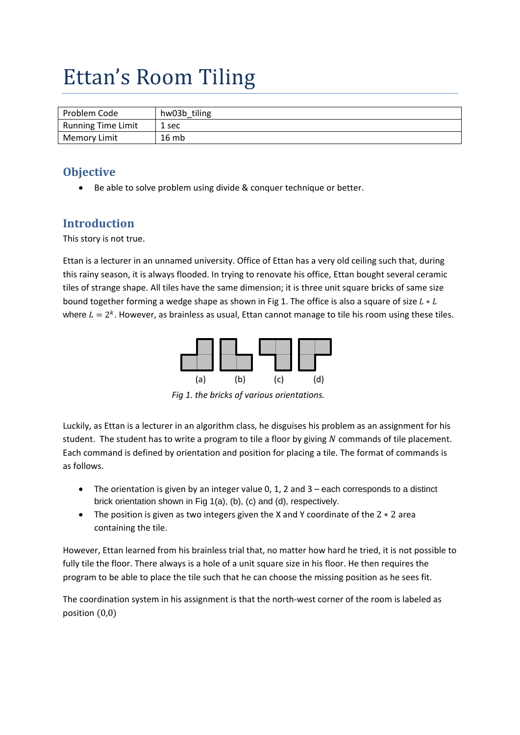# Ettan's Room Tiling

| Problem Code | hw03b_tiling |
|---|---|
| Running Time Limit | 1 sec |
| Memory Limit | 16 mb |

## Objective

- Be able to solve problem using divide & conquer technique or better.

## Introduction

This story is not true.

Ettan is a lecturer in an unnamed university. Office of Ettan has a very old ceiling such that, during this rainy season, it is always flooded. In trying to renovate his office, Ettan bought several ceramic tiles of strange shape. All tiles have the same dimension; it is three unit square bricks of same size bound together forming a wedge shape as shown in Fig 1. The office is also a square of size $L * L$ where $L = 2^k$. However, as brainless as usual, Ettan cannot manage to tile his room using these tiles.

(a) (b) (c) (d)

*Fig 1. the bricks of various orientations.*

Luckily, as Ettan is a lecturer in an algorithm class, he disguises his problem as an assignment for his student. The student has to write a program to tile a floor by giving $N$ commands of tile placement. Each command is defined by orientation and position for placing a tile. The format of commands is as follows.

- The orientation is given by an integer value 0, 1, 2 and 3 – each corresponds to a distinct brick orientation shown in Fig 1(a), (b), (c) and (d), respectively.
- The position is given as two integers given the X and Y coordinate of the $2 * 2$ area containing the tile.

However, Ettan learned from his brainless trial that, no matter how hard he tried, it is not possible to fully tile the floor. There always is a hole of a unit square size in his floor. He then requires the program to be able to place the tile such that he can choose the missing position as he sees fit.

The coordination system in his assignment is that the north-west corner of the room is labeled as position $(0,0)$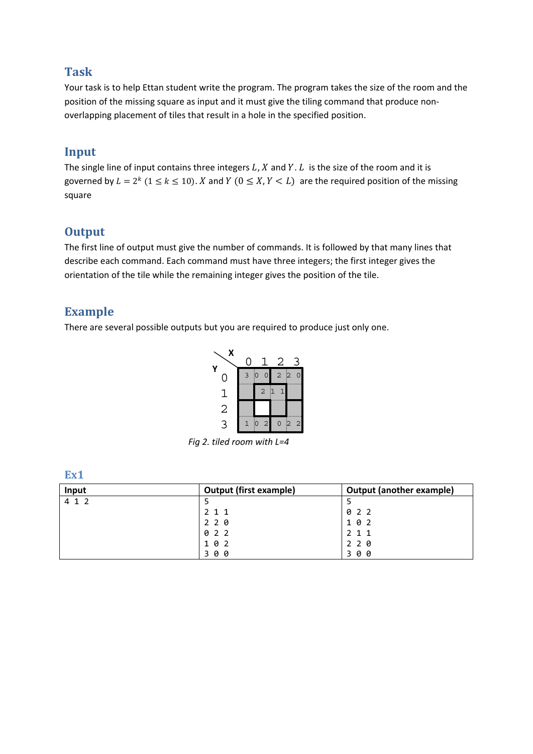## Task

Your task is to help Ettan student write the program. The program takes the size of the room and the position of the missing square as input and it must give the tiling command that produce non-overlapping placement of tiles that result in a hole in the specified position.

## Input

The single line of input contains three integers $L$, $X$ and $Y$. $L$ is the size of the room and it is governed by $L = 2^k$ $(1 \leq k \leq 10)$. $X$ and $Y$ $(0 \leq X, Y < L)$ are the required position of the missing square

## Output

The first line of output must give the number of commands. It is followed by that many lines that describe each command. Each command must have three integers; the first integer gives the orientation of the tile while the remaining integer gives the position of the tile.

## Example

There are several possible outputs but you are required to produce just only one.

X
0 1 2 3
Y
0
1
2
3

*Fig 2. tiled room with L=4*

### Ex1

| Input | Output (first example) | Output (another example) |
|---|---|---|
| 4 1 2 | 5<br>2 1 1<br>2 2 0<br>0 2 2<br>1 0 2<br>3 0 0 | 5<br>0 2 2<br>1 0 2<br>2 1 1<br>2 2 0<br>3 0 0 |